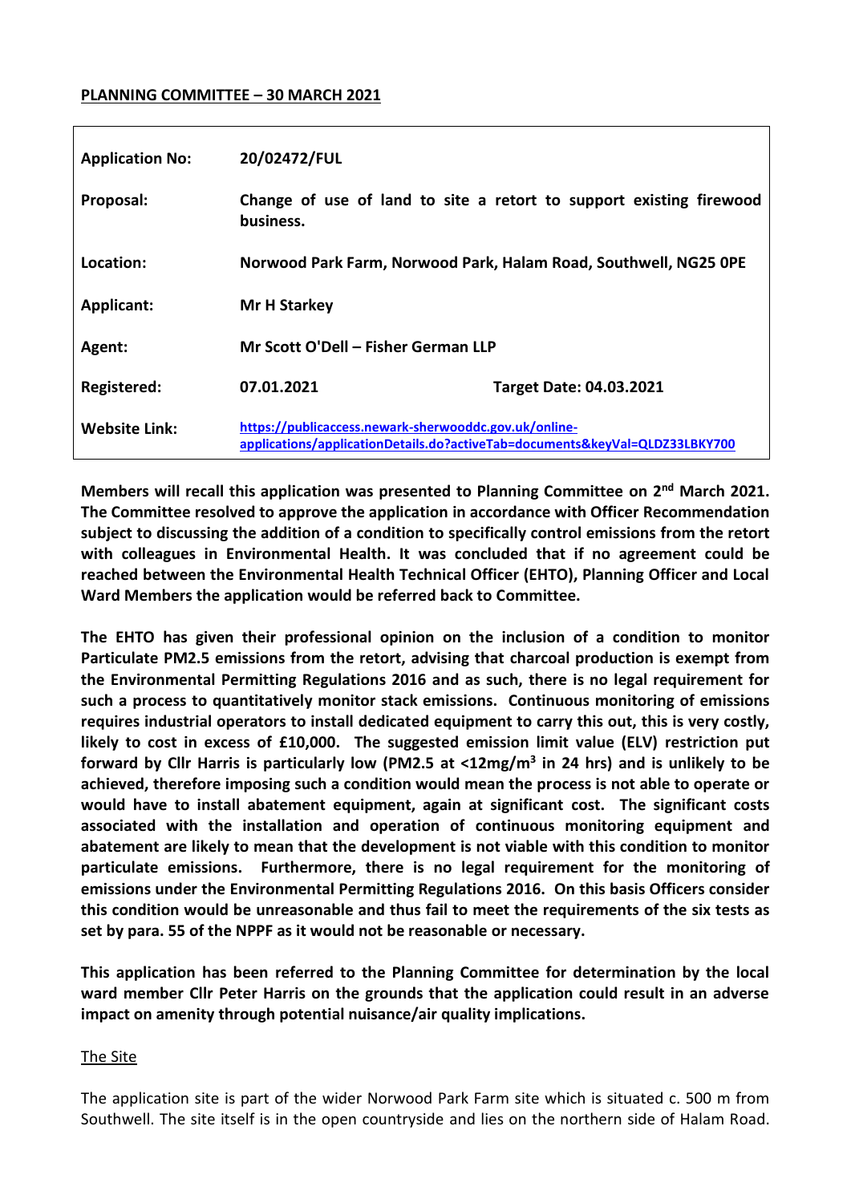**PLANNING COMMITTEE – 30 MARCH 2021**

| | | |
|---|---|---|
| **Application No:** | **20/02472/FUL** | |
| **Proposal:** | **Change of use of land to site a retort to support existing firewood business.** | |
| **Location:** | **Norwood Park Farm, Norwood Park, Halam Road, Southwell, NG25 0PE** | |
| **Applicant:** | **Mr H Starkey** | |
| **Agent:** | **Mr Scott O'Dell – Fisher German LLP** | |
| **Registered:** | **07.01.2021** | **Target Date: 04.03.2021** |
| **Website Link:** | https://publicaccess.newark-sherwooddc.gov.uk/online-applications/applicationDetails.do?activeTab=documents&keyVal=QLDZ33LBKY700 | |

**Members will recall this application was presented to Planning Committee on 2nd March 2021. The Committee resolved to approve the application in accordance with Officer Recommendation subject to discussing the addition of a condition to specifically control emissions from the retort with colleagues in Environmental Health. It was concluded that if no agreement could be reached between the Environmental Health Technical Officer (EHTO), Planning Officer and Local Ward Members the application would be referred back to Committee.**

**The EHTO has given their professional opinion on the inclusion of a condition to monitor Particulate PM2.5 emissions from the retort, advising that charcoal production is exempt from the Environmental Permitting Regulations 2016 and as such, there is no legal requirement for such a process to quantitatively monitor stack emissions. Continuous monitoring of emissions requires industrial operators to install dedicated equipment to carry this out, this is very costly, likely to cost in excess of £10,000. The suggested emission limit value (ELV) restriction put forward by Cllr Harris is particularly low (PM2.5 at <12mg/m$^3$ in 24 hrs) and is unlikely to be achieved, therefore imposing such a condition would mean the process is not able to operate or would have to install abatement equipment, again at significant cost. The significant costs associated with the installation and operation of continuous monitoring equipment and abatement are likely to mean that the development is not viable with this condition to monitor particulate emissions. Furthermore, there is no legal requirement for the monitoring of emissions under the Environmental Permitting Regulations 2016. On this basis Officers consider this condition would be unreasonable and thus fail to meet the requirements of the six tests as set by para. 55 of the NPPF as it would not be reasonable or necessary.**

**This application has been referred to the Planning Committee for determination by the local ward member Cllr Peter Harris on the grounds that the application could result in an adverse impact on amenity through potential nuisance/air quality implications.**

## The Site

The application site is part of the wider Norwood Park Farm site which is situated c. 500 m from Southwell. The site itself is in the open countryside and lies on the northern side of Halam Road.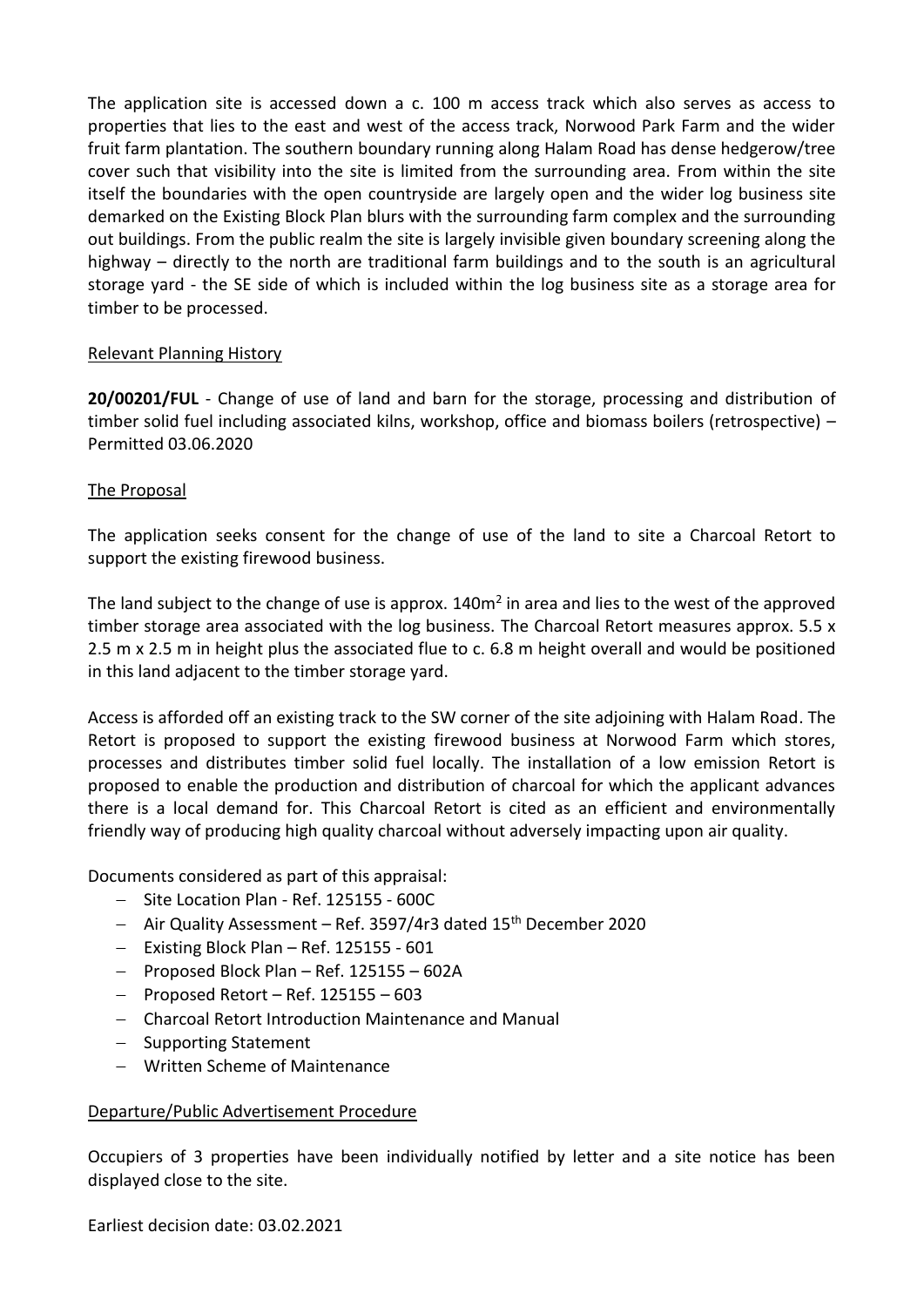The application site is accessed down a c. 100 m access track which also serves as access to properties that lies to the east and west of the access track, Norwood Park Farm and the wider fruit farm plantation. The southern boundary running along Halam Road has dense hedgerow/tree cover such that visibility into the site is limited from the surrounding area. From within the site itself the boundaries with the open countryside are largely open and the wider log business site demarked on the Existing Block Plan blurs with the surrounding farm complex and the surrounding out buildings. From the public realm the site is largely invisible given boundary screening along the highway – directly to the north are traditional farm buildings and to the south is an agricultural storage yard - the SE side of which is included within the log business site as a storage area for timber to be processed.

## Relevant Planning History

**20/00201/FUL** - Change of use of land and barn for the storage, processing and distribution of timber solid fuel including associated kilns, workshop, office and biomass boilers (retrospective) – Permitted 03.06.2020

## The Proposal

The application seeks consent for the change of use of the land to site a Charcoal Retort to support the existing firewood business.

The land subject to the change of use is approx. 140m$^2$ in area and lies to the west of the approved timber storage area associated with the log business. The Charcoal Retort measures approx. 5.5 x 2.5 m x 2.5 m in height plus the associated flue to c. 6.8 m height overall and would be positioned in this land adjacent to the timber storage yard.

Access is afforded off an existing track to the SW corner of the site adjoining with Halam Road. The Retort is proposed to support the existing firewood business at Norwood Farm which stores, processes and distributes timber solid fuel locally. The installation of a low emission Retort is proposed to enable the production and distribution of charcoal for which the applicant advances there is a local demand for. This Charcoal Retort is cited as an efficient and environmentally friendly way of producing high quality charcoal without adversely impacting upon air quality.

Documents considered as part of this appraisal:

- Site Location Plan - Ref. 125155 - 600C
- Air Quality Assessment – Ref. 3597/4r3 dated 15th December 2020
- Existing Block Plan – Ref. 125155 - 601
- Proposed Block Plan – Ref. 125155 – 602A
- Proposed Retort – Ref. 125155 – 603
- Charcoal Retort Introduction Maintenance and Manual
- Supporting Statement
- Written Scheme of Maintenance

## Departure/Public Advertisement Procedure

Occupiers of 3 properties have been individually notified by letter and a site notice has been displayed close to the site.

Earliest decision date: 03.02.2021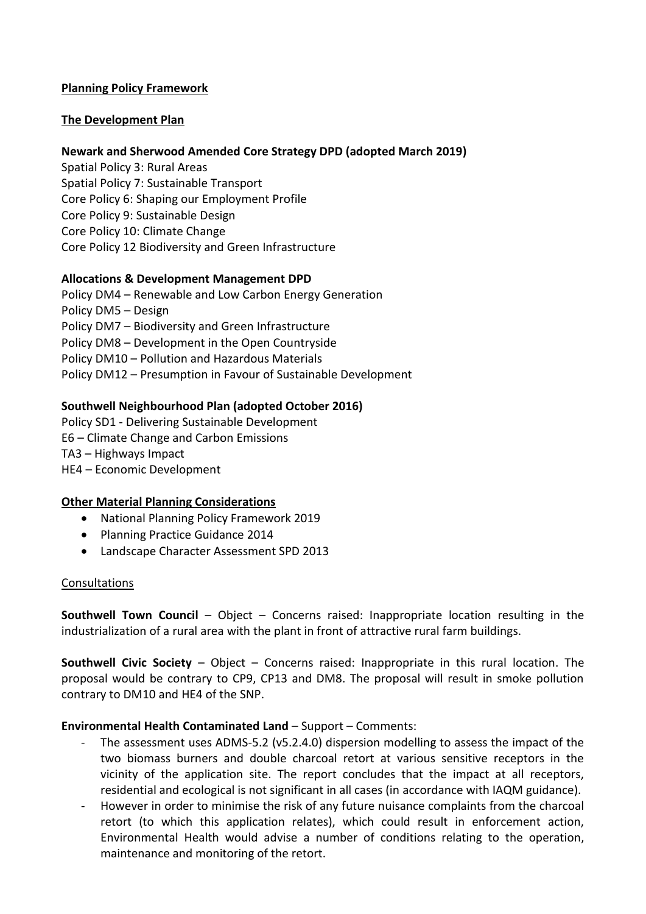**Planning Policy Framework**

**The Development Plan**

**Newark and Sherwood Amended Core Strategy DPD (adopted March 2019)**

Spatial Policy 3: Rural Areas
Spatial Policy 7: Sustainable Transport
Core Policy 6: Shaping our Employment Profile
Core Policy 9: Sustainable Design
Core Policy 10: Climate Change
Core Policy 12 Biodiversity and Green Infrastructure

**Allocations & Development Management DPD**

Policy DM4 – Renewable and Low Carbon Energy Generation
Policy DM5 – Design
Policy DM7 – Biodiversity and Green Infrastructure
Policy DM8 – Development in the Open Countryside
Policy DM10 – Pollution and Hazardous Materials
Policy DM12 – Presumption in Favour of Sustainable Development

**Southwell Neighbourhood Plan (adopted October 2016)**

Policy SD1 - Delivering Sustainable Development
E6 – Climate Change and Carbon Emissions
TA3 – Highways Impact
HE4 – Economic Development

**Other Material Planning Considerations**

- National Planning Policy Framework 2019
- Planning Practice Guidance 2014
- Landscape Character Assessment SPD 2013

Consultations

**Southwell Town Council** – Object – Concerns raised: Inappropriate location resulting in the industrialization of a rural area with the plant in front of attractive rural farm buildings.

**Southwell Civic Society** – Object – Concerns raised: Inappropriate in this rural location. The proposal would be contrary to CP9, CP13 and DM8. The proposal will result in smoke pollution contrary to DM10 and HE4 of the SNP.

**Environmental Health Contaminated Land** – Support – Comments:

- The assessment uses ADMS-5.2 (v5.2.4.0) dispersion modelling to assess the impact of the two biomass burners and double charcoal retort at various sensitive receptors in the vicinity of the application site. The report concludes that the impact at all receptors, residential and ecological is not significant in all cases (in accordance with IAQM guidance).
- However in order to minimise the risk of any future nuisance complaints from the charcoal retort (to which this application relates), which could result in enforcement action, Environmental Health would advise a number of conditions relating to the operation, maintenance and monitoring of the retort.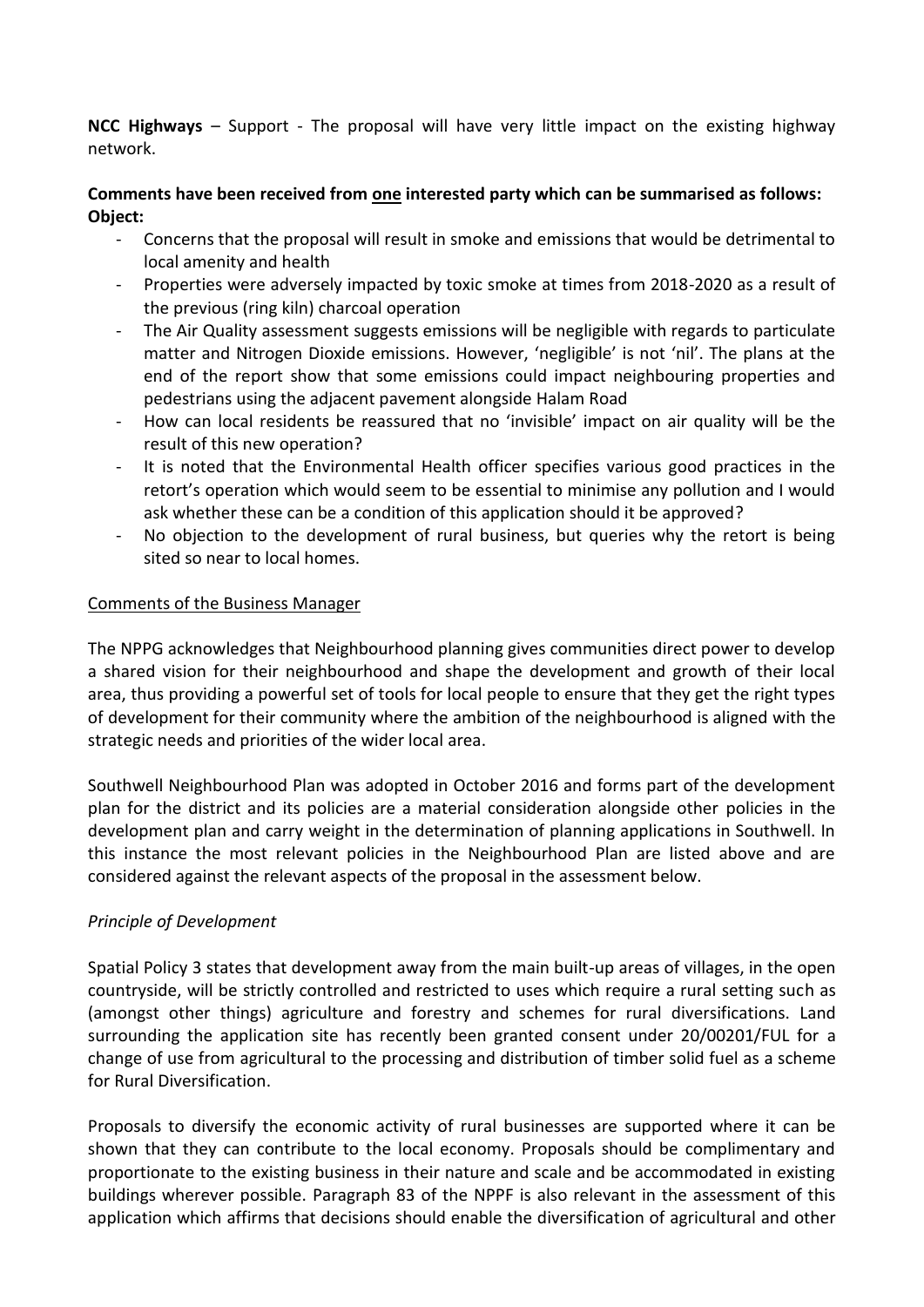**NCC Highways** – Support - The proposal will have very little impact on the existing highway network.

**Comments have been received from one interested party which can be summarised as follows: Object:**

- Concerns that the proposal will result in smoke and emissions that would be detrimental to local amenity and health
- Properties were adversely impacted by toxic smoke at times from 2018-2020 as a result of the previous (ring kiln) charcoal operation
- The Air Quality assessment suggests emissions will be negligible with regards to particulate matter and Nitrogen Dioxide emissions. However, 'negligible' is not 'nil'. The plans at the end of the report show that some emissions could impact neighbouring properties and pedestrians using the adjacent pavement alongside Halam Road
- How can local residents be reassured that no 'invisible' impact on air quality will be the result of this new operation?
- It is noted that the Environmental Health officer specifies various good practices in the retort's operation which would seem to be essential to minimise any pollution and I would ask whether these can be a condition of this application should it be approved?
- No objection to the development of rural business, but queries why the retort is being sited so near to local homes.

Comments of the Business Manager

The NPPG acknowledges that Neighbourhood planning gives communities direct power to develop a shared vision for their neighbourhood and shape the development and growth of their local area, thus providing a powerful set of tools for local people to ensure that they get the right types of development for their community where the ambition of the neighbourhood is aligned with the strategic needs and priorities of the wider local area.

Southwell Neighbourhood Plan was adopted in October 2016 and forms part of the development plan for the district and its policies are a material consideration alongside other policies in the development plan and carry weight in the determination of planning applications in Southwell. In this instance the most relevant policies in the Neighbourhood Plan are listed above and are considered against the relevant aspects of the proposal in the assessment below.

*Principle of Development*

Spatial Policy 3 states that development away from the main built-up areas of villages, in the open countryside, will be strictly controlled and restricted to uses which require a rural setting such as (amongst other things) agriculture and forestry and schemes for rural diversifications. Land surrounding the application site has recently been granted consent under 20/00201/FUL for a change of use from agricultural to the processing and distribution of timber solid fuel as a scheme for Rural Diversification.

Proposals to diversify the economic activity of rural businesses are supported where it can be shown that they can contribute to the local economy. Proposals should be complimentary and proportionate to the existing business in their nature and scale and be accommodated in existing buildings wherever possible. Paragraph 83 of the NPPF is also relevant in the assessment of this application which affirms that decisions should enable the diversification of agricultural and other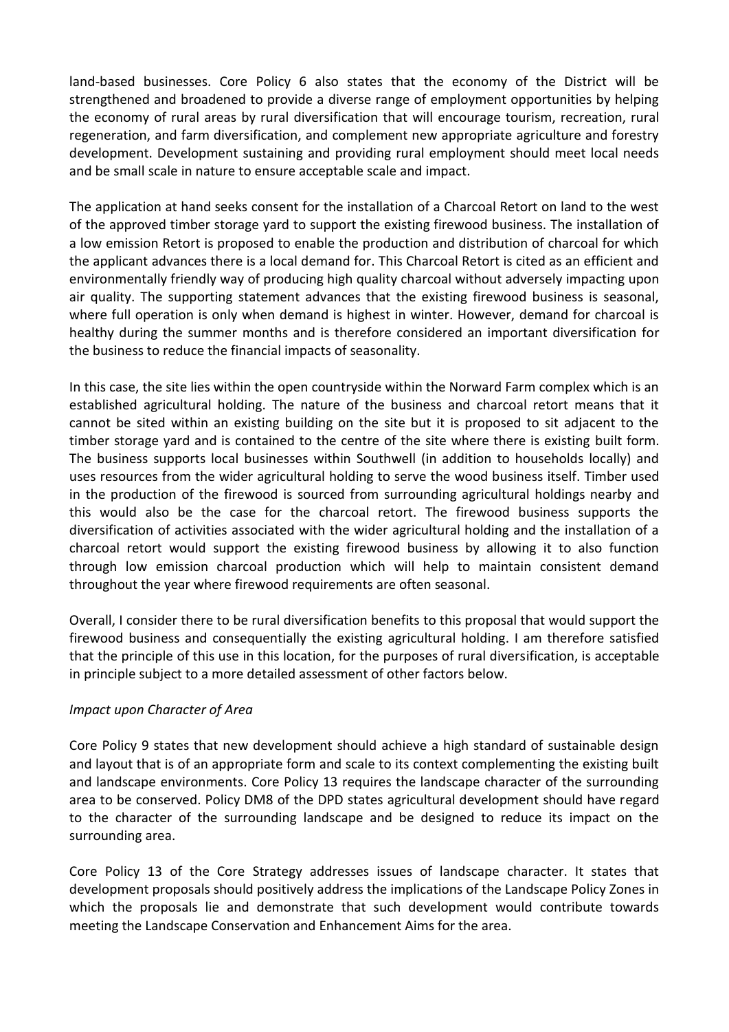land-based businesses. Core Policy 6 also states that the economy of the District will be strengthened and broadened to provide a diverse range of employment opportunities by helping the economy of rural areas by rural diversification that will encourage tourism, recreation, rural regeneration, and farm diversification, and complement new appropriate agriculture and forestry development. Development sustaining and providing rural employment should meet local needs and be small scale in nature to ensure acceptable scale and impact.

The application at hand seeks consent for the installation of a Charcoal Retort on land to the west of the approved timber storage yard to support the existing firewood business. The installation of a low emission Retort is proposed to enable the production and distribution of charcoal for which the applicant advances there is a local demand for. This Charcoal Retort is cited as an efficient and environmentally friendly way of producing high quality charcoal without adversely impacting upon air quality. The supporting statement advances that the existing firewood business is seasonal, where full operation is only when demand is highest in winter. However, demand for charcoal is healthy during the summer months and is therefore considered an important diversification for the business to reduce the financial impacts of seasonality.

In this case, the site lies within the open countryside within the Norward Farm complex which is an established agricultural holding. The nature of the business and charcoal retort means that it cannot be sited within an existing building on the site but it is proposed to sit adjacent to the timber storage yard and is contained to the centre of the site where there is existing built form. The business supports local businesses within Southwell (in addition to households locally) and uses resources from the wider agricultural holding to serve the wood business itself. Timber used in the production of the firewood is sourced from surrounding agricultural holdings nearby and this would also be the case for the charcoal retort. The firewood business supports the diversification of activities associated with the wider agricultural holding and the installation of a charcoal retort would support the existing firewood business by allowing it to also function through low emission charcoal production which will help to maintain consistent demand throughout the year where firewood requirements are often seasonal.

Overall, I consider there to be rural diversification benefits to this proposal that would support the firewood business and consequentially the existing agricultural holding. I am therefore satisfied that the principle of this use in this location, for the purposes of rural diversification, is acceptable in principle subject to a more detailed assessment of other factors below.

*Impact upon Character of Area*

Core Policy 9 states that new development should achieve a high standard of sustainable design and layout that is of an appropriate form and scale to its context complementing the existing built and landscape environments. Core Policy 13 requires the landscape character of the surrounding area to be conserved. Policy DM8 of the DPD states agricultural development should have regard to the character of the surrounding landscape and be designed to reduce its impact on the surrounding area.

Core Policy 13 of the Core Strategy addresses issues of landscape character. It states that development proposals should positively address the implications of the Landscape Policy Zones in which the proposals lie and demonstrate that such development would contribute towards meeting the Landscape Conservation and Enhancement Aims for the area.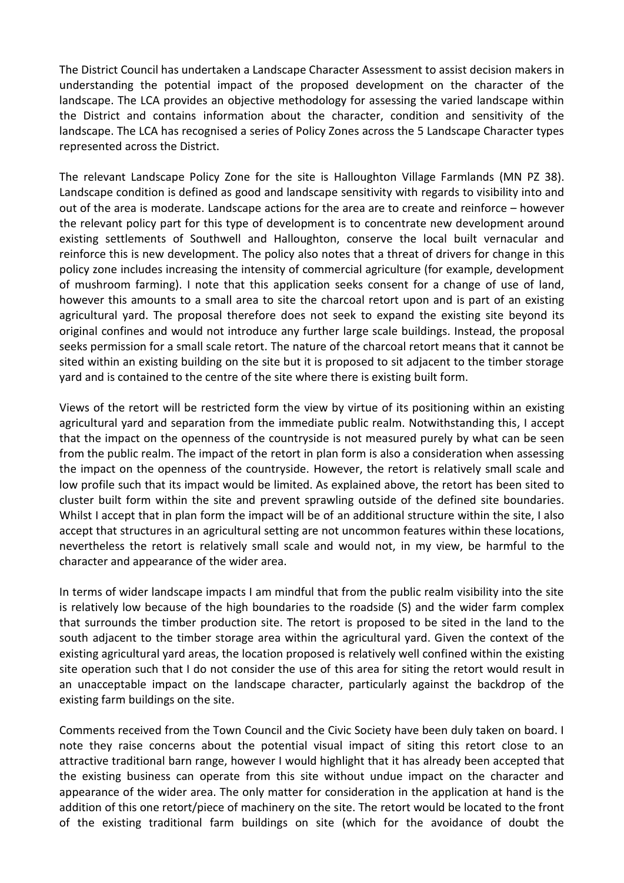The District Council has undertaken a Landscape Character Assessment to assist decision makers in understanding the potential impact of the proposed development on the character of the landscape. The LCA provides an objective methodology for assessing the varied landscape within the District and contains information about the character, condition and sensitivity of the landscape. The LCA has recognised a series of Policy Zones across the 5 Landscape Character types represented across the District.

The relevant Landscape Policy Zone for the site is Halloughton Village Farmlands (MN PZ 38). Landscape condition is defined as good and landscape sensitivity with regards to visibility into and out of the area is moderate. Landscape actions for the area are to create and reinforce – however the relevant policy part for this type of development is to concentrate new development around existing settlements of Southwell and Halloughton, conserve the local built vernacular and reinforce this is new development. The policy also notes that a threat of drivers for change in this policy zone includes increasing the intensity of commercial agriculture (for example, development of mushroom farming). I note that this application seeks consent for a change of use of land, however this amounts to a small area to site the charcoal retort upon and is part of an existing agricultural yard. The proposal therefore does not seek to expand the existing site beyond its original confines and would not introduce any further large scale buildings. Instead, the proposal seeks permission for a small scale retort. The nature of the charcoal retort means that it cannot be sited within an existing building on the site but it is proposed to sit adjacent to the timber storage yard and is contained to the centre of the site where there is existing built form.

Views of the retort will be restricted form the view by virtue of its positioning within an existing agricultural yard and separation from the immediate public realm. Notwithstanding this, I accept that the impact on the openness of the countryside is not measured purely by what can be seen from the public realm. The impact of the retort in plan form is also a consideration when assessing the impact on the openness of the countryside. However, the retort is relatively small scale and low profile such that its impact would be limited. As explained above, the retort has been sited to cluster built form within the site and prevent sprawling outside of the defined site boundaries. Whilst I accept that in plan form the impact will be of an additional structure within the site, I also accept that structures in an agricultural setting are not uncommon features within these locations, nevertheless the retort is relatively small scale and would not, in my view, be harmful to the character and appearance of the wider area.

In terms of wider landscape impacts I am mindful that from the public realm visibility into the site is relatively low because of the high boundaries to the roadside (S) and the wider farm complex that surrounds the timber production site. The retort is proposed to be sited in the land to the south adjacent to the timber storage area within the agricultural yard. Given the context of the existing agricultural yard areas, the location proposed is relatively well confined within the existing site operation such that I do not consider the use of this area for siting the retort would result in an unacceptable impact on the landscape character, particularly against the backdrop of the existing farm buildings on the site.

Comments received from the Town Council and the Civic Society have been duly taken on board. I note they raise concerns about the potential visual impact of siting this retort close to an attractive traditional barn range, however I would highlight that it has already been accepted that the existing business can operate from this site without undue impact on the character and appearance of the wider area. The only matter for consideration in the application at hand is the addition of this one retort/piece of machinery on the site. The retort would be located to the front of the existing traditional farm buildings on site (which for the avoidance of doubt the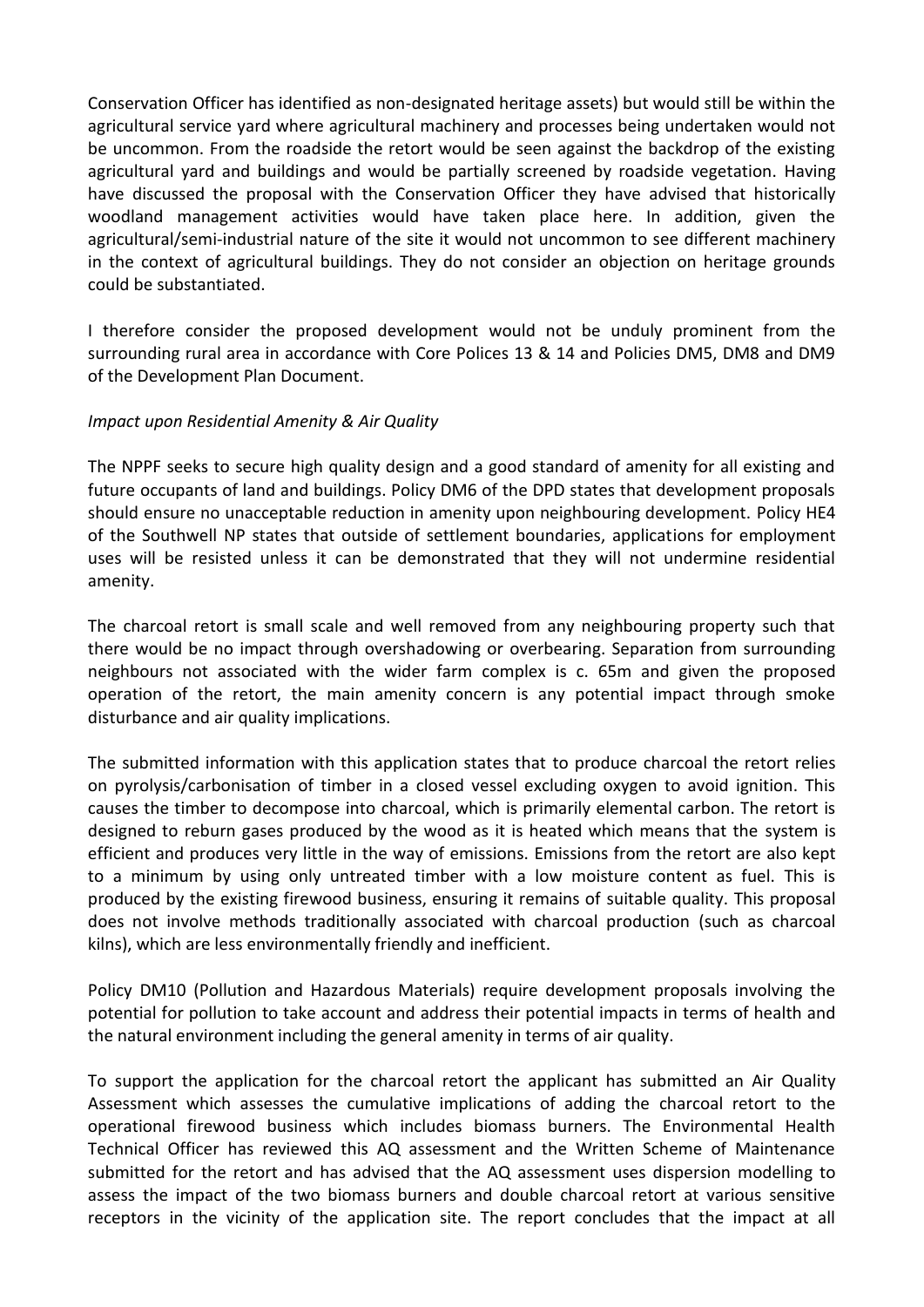Conservation Officer has identified as non-designated heritage assets) but would still be within the agricultural service yard where agricultural machinery and processes being undertaken would not be uncommon. From the roadside the retort would be seen against the backdrop of the existing agricultural yard and buildings and would be partially screened by roadside vegetation. Having have discussed the proposal with the Conservation Officer they have advised that historically woodland management activities would have taken place here. In addition, given the agricultural/semi-industrial nature of the site it would not uncommon to see different machinery in the context of agricultural buildings. They do not consider an objection on heritage grounds could be substantiated.

I therefore consider the proposed development would not be unduly prominent from the surrounding rural area in accordance with Core Polices 13 & 14 and Policies DM5, DM8 and DM9 of the Development Plan Document.

*Impact upon Residential Amenity & Air Quality*

The NPPF seeks to secure high quality design and a good standard of amenity for all existing and future occupants of land and buildings. Policy DM6 of the DPD states that development proposals should ensure no unacceptable reduction in amenity upon neighbouring development. Policy HE4 of the Southwell NP states that outside of settlement boundaries, applications for employment uses will be resisted unless it can be demonstrated that they will not undermine residential amenity.

The charcoal retort is small scale and well removed from any neighbouring property such that there would be no impact through overshadowing or overbearing. Separation from surrounding neighbours not associated with the wider farm complex is c. 65m and given the proposed operation of the retort, the main amenity concern is any potential impact through smoke disturbance and air quality implications.

The submitted information with this application states that to produce charcoal the retort relies on pyrolysis/carbonisation of timber in a closed vessel excluding oxygen to avoid ignition. This causes the timber to decompose into charcoal, which is primarily elemental carbon. The retort is designed to reburn gases produced by the wood as it is heated which means that the system is efficient and produces very little in the way of emissions. Emissions from the retort are also kept to a minimum by using only untreated timber with a low moisture content as fuel. This is produced by the existing firewood business, ensuring it remains of suitable quality. This proposal does not involve methods traditionally associated with charcoal production (such as charcoal kilns), which are less environmentally friendly and inefficient.

Policy DM10 (Pollution and Hazardous Materials) require development proposals involving the potential for pollution to take account and address their potential impacts in terms of health and the natural environment including the general amenity in terms of air quality.

To support the application for the charcoal retort the applicant has submitted an Air Quality Assessment which assesses the cumulative implications of adding the charcoal retort to the operational firewood business which includes biomass burners. The Environmental Health Technical Officer has reviewed this AQ assessment and the Written Scheme of Maintenance submitted for the retort and has advised that the AQ assessment uses dispersion modelling to assess the impact of the two biomass burners and double charcoal retort at various sensitive receptors in the vicinity of the application site. The report concludes that the impact at all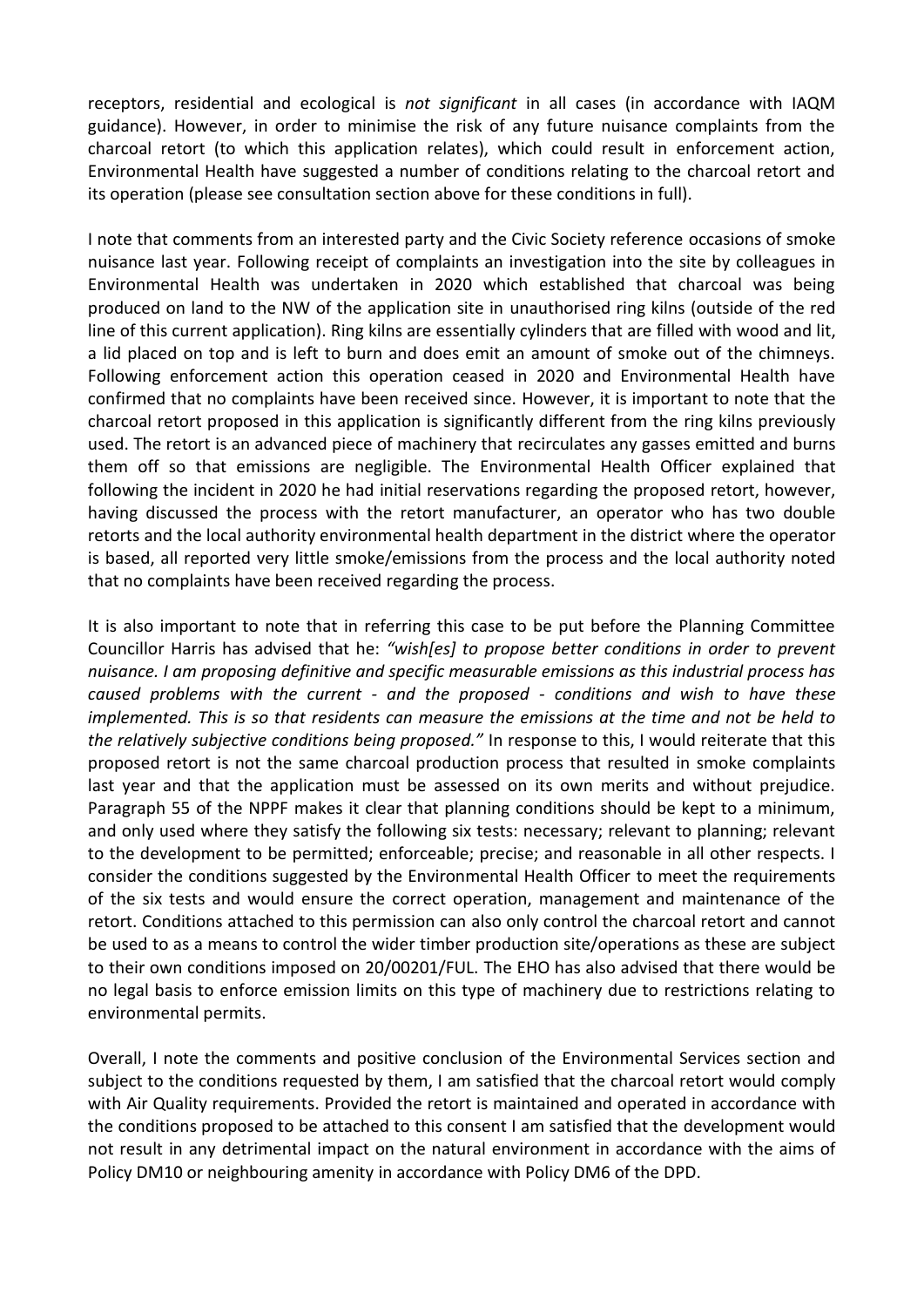receptors, residential and ecological is *not significant* in all cases (in accordance with IAQM guidance). However, in order to minimise the risk of any future nuisance complaints from the charcoal retort (to which this application relates), which could result in enforcement action, Environmental Health have suggested a number of conditions relating to the charcoal retort and its operation (please see consultation section above for these conditions in full).

I note that comments from an interested party and the Civic Society reference occasions of smoke nuisance last year. Following receipt of complaints an investigation into the site by colleagues in Environmental Health was undertaken in 2020 which established that charcoal was being produced on land to the NW of the application site in unauthorised ring kilns (outside of the red line of this current application). Ring kilns are essentially cylinders that are filled with wood and lit, a lid placed on top and is left to burn and does emit an amount of smoke out of the chimneys. Following enforcement action this operation ceased in 2020 and Environmental Health have confirmed that no complaints have been received since. However, it is important to note that the charcoal retort proposed in this application is significantly different from the ring kilns previously used. The retort is an advanced piece of machinery that recirculates any gasses emitted and burns them off so that emissions are negligible. The Environmental Health Officer explained that following the incident in 2020 he had initial reservations regarding the proposed retort, however, having discussed the process with the retort manufacturer, an operator who has two double retorts and the local authority environmental health department in the district where the operator is based, all reported very little smoke/emissions from the process and the local authority noted that no complaints have been received regarding the process.

It is also important to note that in referring this case to be put before the Planning Committee Councillor Harris has advised that he: *"wish[es] to propose better conditions in order to prevent nuisance. I am proposing definitive and specific measurable emissions as this industrial process has caused problems with the current - and the proposed - conditions and wish to have these implemented. This is so that residents can measure the emissions at the time and not be held to the relatively subjective conditions being proposed."* In response to this, I would reiterate that this proposed retort is not the same charcoal production process that resulted in smoke complaints last year and that the application must be assessed on its own merits and without prejudice. Paragraph 55 of the NPPF makes it clear that planning conditions should be kept to a minimum, and only used where they satisfy the following six tests: necessary; relevant to planning; relevant to the development to be permitted; enforceable; precise; and reasonable in all other respects. I consider the conditions suggested by the Environmental Health Officer to meet the requirements of the six tests and would ensure the correct operation, management and maintenance of the retort. Conditions attached to this permission can also only control the charcoal retort and cannot be used to as a means to control the wider timber production site/operations as these are subject to their own conditions imposed on 20/00201/FUL. The EHO has also advised that there would be no legal basis to enforce emission limits on this type of machinery due to restrictions relating to environmental permits.

Overall, I note the comments and positive conclusion of the Environmental Services section and subject to the conditions requested by them, I am satisfied that the charcoal retort would comply with Air Quality requirements. Provided the retort is maintained and operated in accordance with the conditions proposed to be attached to this consent I am satisfied that the development would not result in any detrimental impact on the natural environment in accordance with the aims of Policy DM10 or neighbouring amenity in accordance with Policy DM6 of the DPD.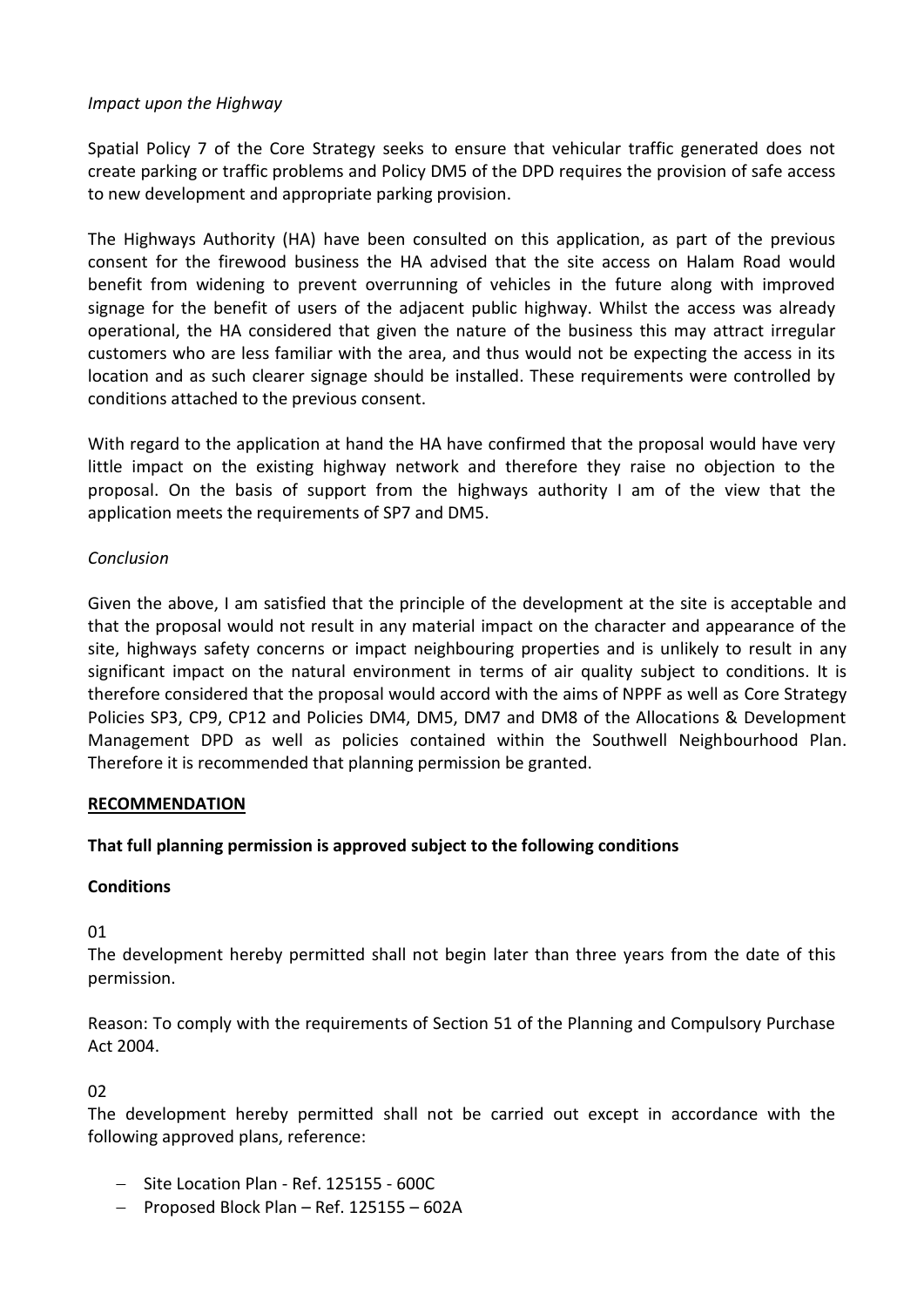*Impact upon the Highway*

Spatial Policy 7 of the Core Strategy seeks to ensure that vehicular traffic generated does not create parking or traffic problems and Policy DM5 of the DPD requires the provision of safe access to new development and appropriate parking provision.

The Highways Authority (HA) have been consulted on this application, as part of the previous consent for the firewood business the HA advised that the site access on Halam Road would benefit from widening to prevent overrunning of vehicles in the future along with improved signage for the benefit of users of the adjacent public highway. Whilst the access was already operational, the HA considered that given the nature of the business this may attract irregular customers who are less familiar with the area, and thus would not be expecting the access in its location and as such clearer signage should be installed. These requirements were controlled by conditions attached to the previous consent.

With regard to the application at hand the HA have confirmed that the proposal would have very little impact on the existing highway network and therefore they raise no objection to the proposal. On the basis of support from the highways authority I am of the view that the application meets the requirements of SP7 and DM5.

*Conclusion*

Given the above, I am satisfied that the principle of the development at the site is acceptable and that the proposal would not result in any material impact on the character and appearance of the site, highways safety concerns or impact neighbouring properties and is unlikely to result in any significant impact on the natural environment in terms of air quality subject to conditions. It is therefore considered that the proposal would accord with the aims of NPPF as well as Core Strategy Policies SP3, CP9, CP12 and Policies DM4, DM5, DM7 and DM8 of the Allocations & Development Management DPD as well as policies contained within the Southwell Neighbourhood Plan. Therefore it is recommended that planning permission be granted.

**RECOMMENDATION**

**That full planning permission is approved subject to the following conditions**

**Conditions**

01

The development hereby permitted shall not begin later than three years from the date of this permission.

Reason: To comply with the requirements of Section 51 of the Planning and Compulsory Purchase Act 2004.

02

The development hereby permitted shall not be carried out except in accordance with the following approved plans, reference:

- Site Location Plan - Ref. 125155 - 600C
- Proposed Block Plan – Ref. 125155 – 602A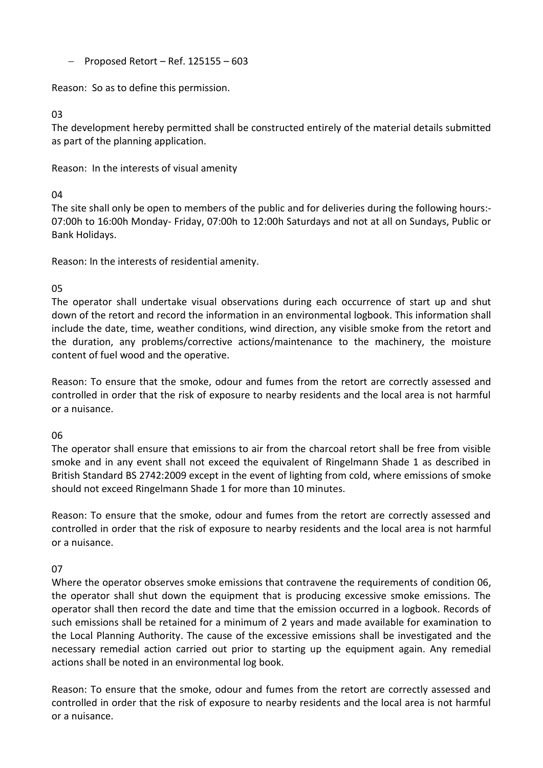- Proposed Retort – Ref. 125155 – 603

Reason: So as to define this permission.

03

The development hereby permitted shall be constructed entirely of the material details submitted as part of the planning application.

Reason: In the interests of visual amenity

04

The site shall only be open to members of the public and for deliveries during the following hours:- 07:00h to 16:00h Monday- Friday, 07:00h to 12:00h Saturdays and not at all on Sundays, Public or Bank Holidays.

Reason: In the interests of residential amenity.

05

The operator shall undertake visual observations during each occurrence of start up and shut down of the retort and record the information in an environmental logbook. This information shall include the date, time, weather conditions, wind direction, any visible smoke from the retort and the duration, any problems/corrective actions/maintenance to the machinery, the moisture content of fuel wood and the operative.

Reason: To ensure that the smoke, odour and fumes from the retort are correctly assessed and controlled in order that the risk of exposure to nearby residents and the local area is not harmful or a nuisance.

06

The operator shall ensure that emissions to air from the charcoal retort shall be free from visible smoke and in any event shall not exceed the equivalent of Ringelmann Shade 1 as described in British Standard BS 2742:2009 except in the event of lighting from cold, where emissions of smoke should not exceed Ringelmann Shade 1 for more than 10 minutes.

Reason: To ensure that the smoke, odour and fumes from the retort are correctly assessed and controlled in order that the risk of exposure to nearby residents and the local area is not harmful or a nuisance.

07

Where the operator observes smoke emissions that contravene the requirements of condition 06, the operator shall shut down the equipment that is producing excessive smoke emissions. The operator shall then record the date and time that the emission occurred in a logbook. Records of such emissions shall be retained for a minimum of 2 years and made available for examination to the Local Planning Authority. The cause of the excessive emissions shall be investigated and the necessary remedial action carried out prior to starting up the equipment again. Any remedial actions shall be noted in an environmental log book.

Reason: To ensure that the smoke, odour and fumes from the retort are correctly assessed and controlled in order that the risk of exposure to nearby residents and the local area is not harmful or a nuisance.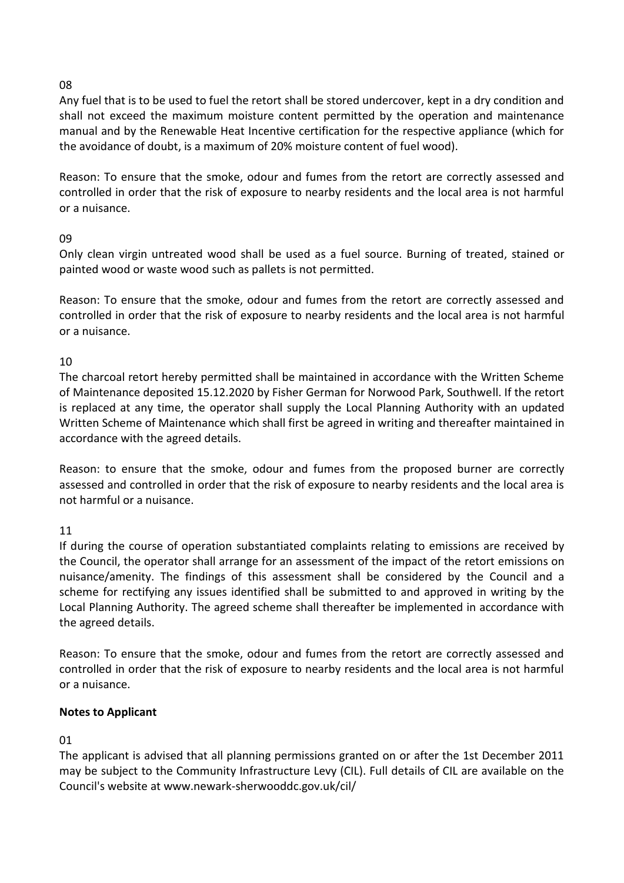08

Any fuel that is to be used to fuel the retort shall be stored undercover, kept in a dry condition and shall not exceed the maximum moisture content permitted by the operation and maintenance manual and by the Renewable Heat Incentive certification for the respective appliance (which for the avoidance of doubt, is a maximum of 20% moisture content of fuel wood).

Reason: To ensure that the smoke, odour and fumes from the retort are correctly assessed and controlled in order that the risk of exposure to nearby residents and the local area is not harmful or a nuisance.

09

Only clean virgin untreated wood shall be used as a fuel source. Burning of treated, stained or painted wood or waste wood such as pallets is not permitted.

Reason: To ensure that the smoke, odour and fumes from the retort are correctly assessed and controlled in order that the risk of exposure to nearby residents and the local area is not harmful or a nuisance.

10

The charcoal retort hereby permitted shall be maintained in accordance with the Written Scheme of Maintenance deposited 15.12.2020 by Fisher German for Norwood Park, Southwell. If the retort is replaced at any time, the operator shall supply the Local Planning Authority with an updated Written Scheme of Maintenance which shall first be agreed in writing and thereafter maintained in accordance with the agreed details.

Reason: to ensure that the smoke, odour and fumes from the proposed burner are correctly assessed and controlled in order that the risk of exposure to nearby residents and the local area is not harmful or a nuisance.

11

If during the course of operation substantiated complaints relating to emissions are received by the Council, the operator shall arrange for an assessment of the impact of the retort emissions on nuisance/amenity. The findings of this assessment shall be considered by the Council and a scheme for rectifying any issues identified shall be submitted to and approved in writing by the Local Planning Authority. The agreed scheme shall thereafter be implemented in accordance with the agreed details.

Reason: To ensure that the smoke, odour and fumes from the retort are correctly assessed and controlled in order that the risk of exposure to nearby residents and the local area is not harmful or a nuisance.

**Notes to Applicant**

01

The applicant is advised that all planning permissions granted on or after the 1st December 2011 may be subject to the Community Infrastructure Levy (CIL). Full details of CIL are available on the Council's website at www.newark-sherwooddc.gov.uk/cil/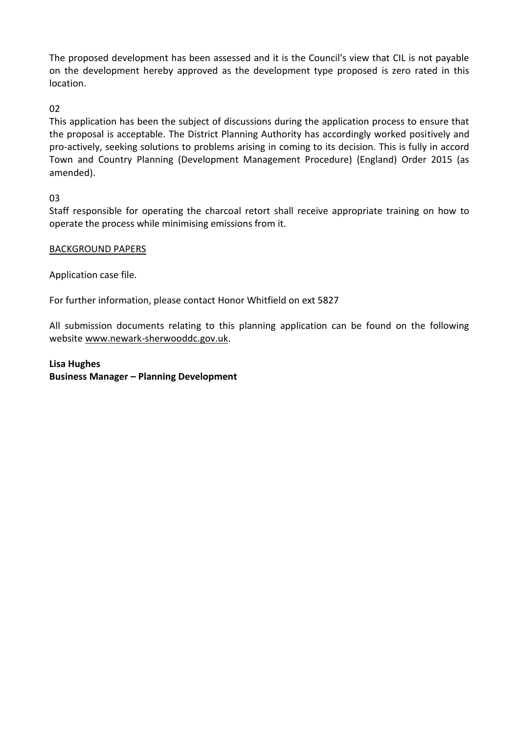The proposed development has been assessed and it is the Council's view that CIL is not payable on the development hereby approved as the development type proposed is zero rated in this location.

02

This application has been the subject of discussions during the application process to ensure that the proposal is acceptable. The District Planning Authority has accordingly worked positively and pro-actively, seeking solutions to problems arising in coming to its decision. This is fully in accord Town and Country Planning (Development Management Procedure) (England) Order 2015 (as amended).

03

Staff responsible for operating the charcoal retort shall receive appropriate training on how to operate the process while minimising emissions from it.

BACKGROUND PAPERS

Application case file.

For further information, please contact Honor Whitfield on ext 5827

All submission documents relating to this planning application can be found on the following website www.newark-sherwooddc.gov.uk.

**Lisa Hughes**
**Business Manager – Planning Development**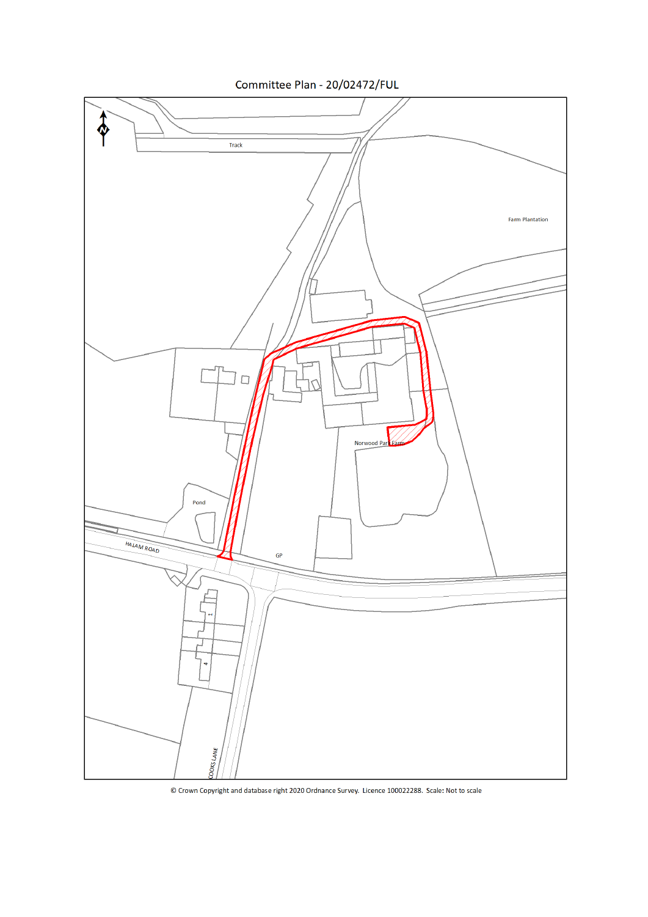# Committee Plan - 20/02472/FUL

N

Track

Farm Plantation

Norwood Park Farm

Pond

HALAM ROAD

GP

COOKS LANE

© Crown Copyright and database right 2020 Ordnance Survey. Licence 100022288. Scale: Not to scale